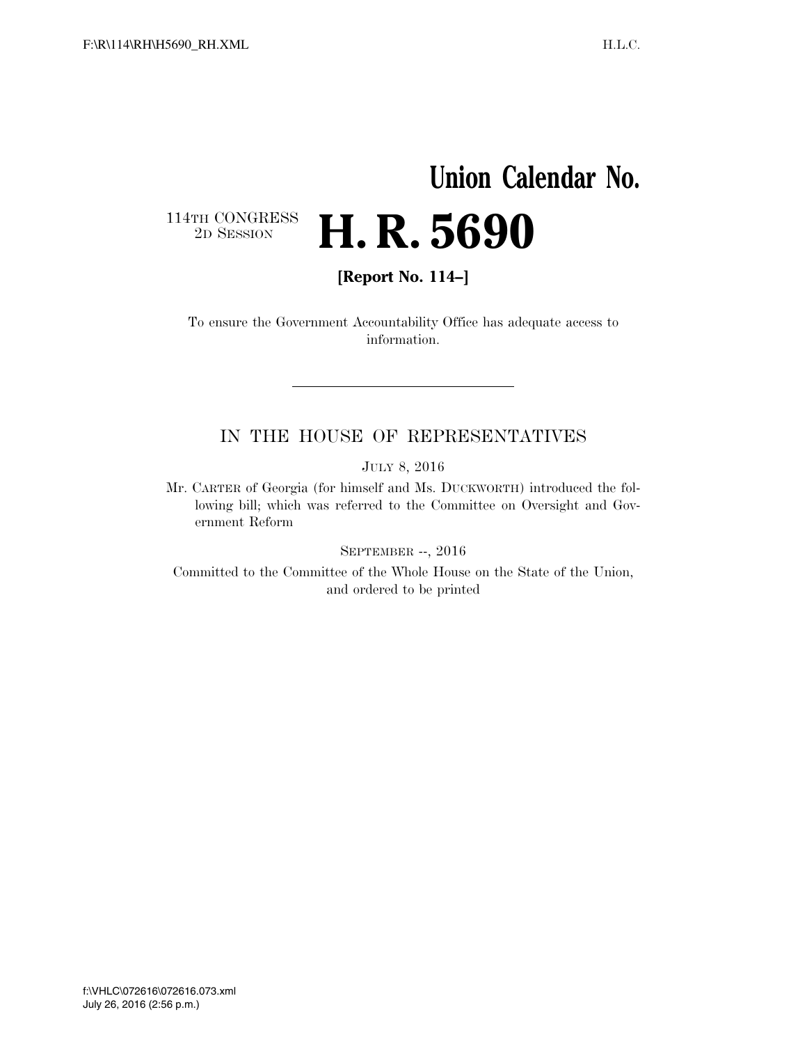**Union Calendar No.**

114TH CONGRESS
2D SESSION

# H. R. 5690

**[Report No. 114–]**

To ensure the Government Accountability Office has adequate access to information.

---

IN THE HOUSE OF REPRESENTATIVES

JULY 8, 2016

Mr. CARTER of Georgia (for himself and Ms. DUCKWORTH) introduced the following bill; which was referred to the Committee on Oversight and Government Reform

SEPTEMBER --, 2016

Committed to the Committee of the Whole House on the State of the Union, and ordered to be printed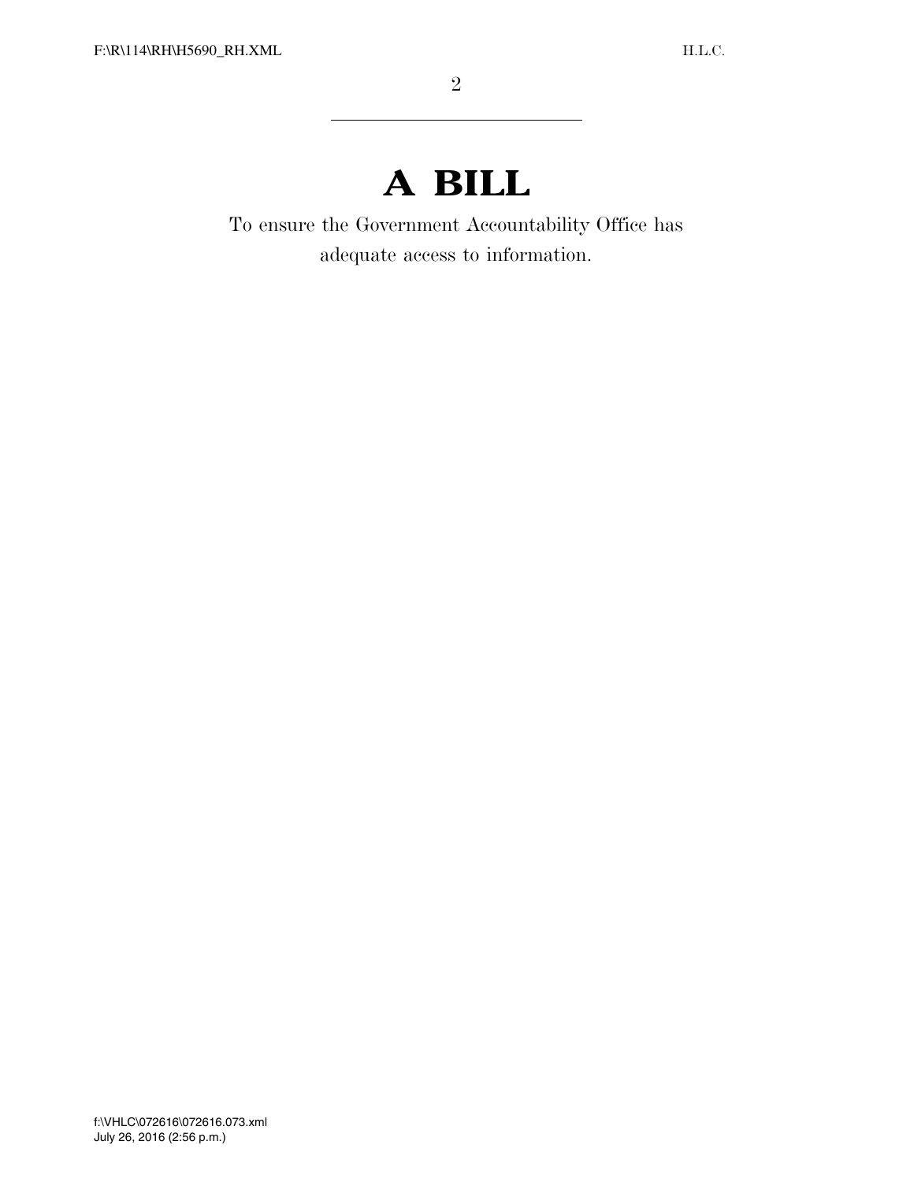# A BILL

To ensure the Government Accountability Office has adequate access to information.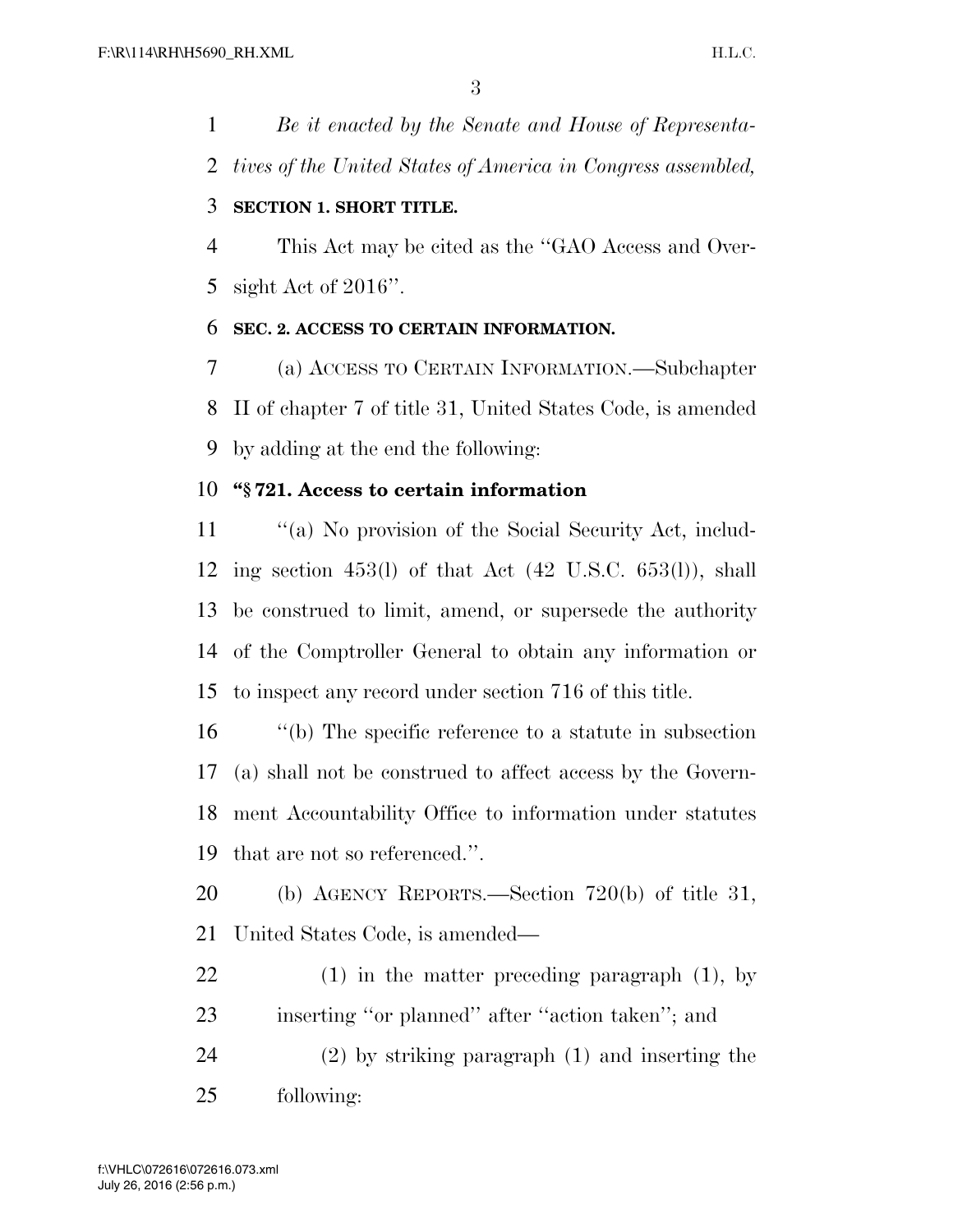*Be it enacted by the Senate and House of Representatives of the United States of America in Congress assembled,*

**SECTION 1. SHORT TITLE.**

This Act may be cited as the ''GAO Access and Oversight Act of 2016''.

**SEC. 2. ACCESS TO CERTAIN INFORMATION.**

(a) ACCESS TO CERTAIN INFORMATION.—Subchapter II of chapter 7 of title 31, United States Code, is amended by adding at the end the following:

**''§ 721. Access to certain information**

''(a) No provision of the Social Security Act, including section 453(l) of that Act (42 U.S.C. 653(l)), shall be construed to limit, amend, or supersede the authority of the Comptroller General to obtain any information or to inspect any record under section 716 of this title.

''(b) The specific reference to a statute in subsection (a) shall not be construed to affect access by the Government Accountability Office to information under statutes that are not so referenced.''.

(b) AGENCY REPORTS.—Section 720(b) of title 31, United States Code, is amended—

(1) in the matter preceding paragraph (1), by inserting ''or planned'' after ''action taken''; and

(2) by striking paragraph (1) and inserting the following: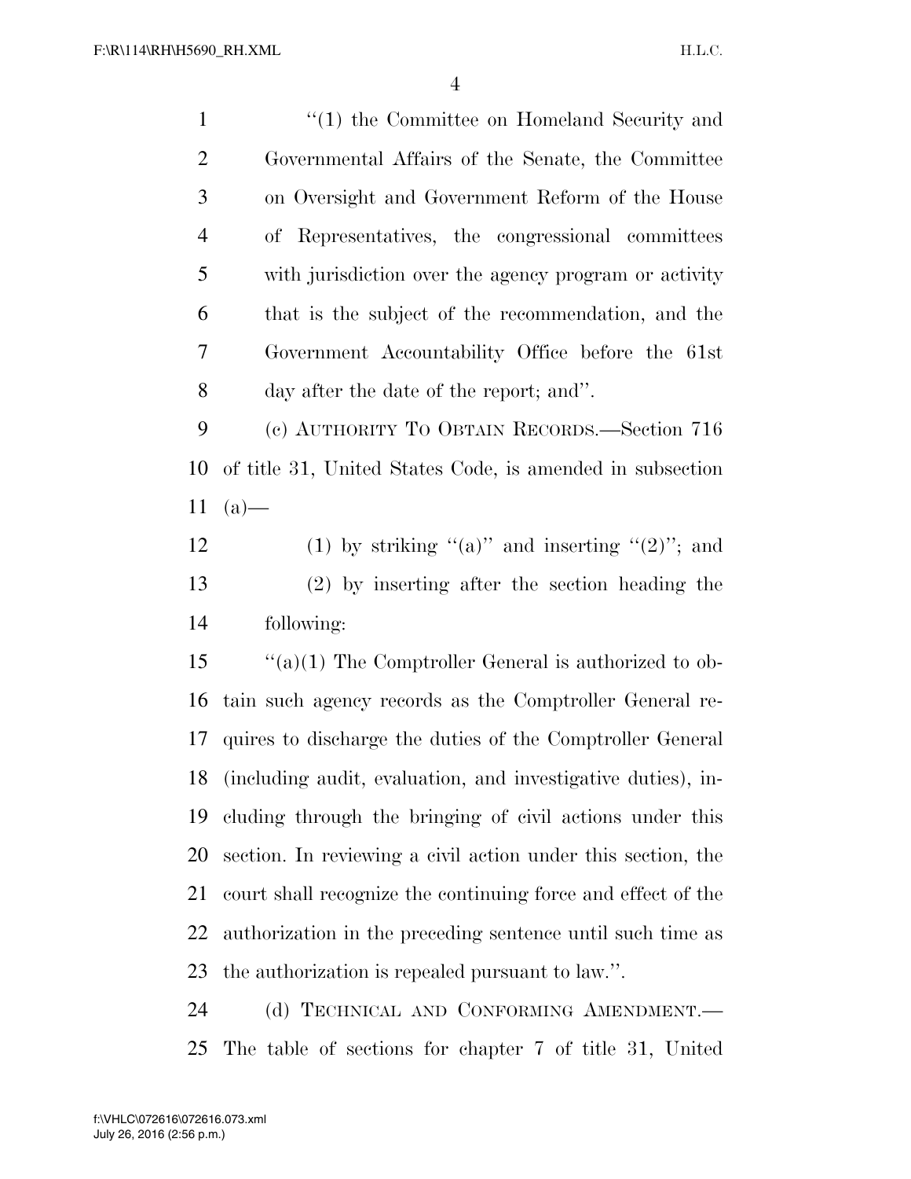"(1) the Committee on Homeland Security and Governmental Affairs of the Senate, the Committee on Oversight and Government Reform of the House of Representatives, the congressional committees with jurisdiction over the agency program or activity that is the subject of the recommendation, and the Government Accountability Office before the 61st day after the date of the report; and".

(c) AUTHORITY TO OBTAIN RECORDS.—Section 716 of title 31, United States Code, is amended in subsection (a)—

(1) by striking "(a)" and inserting "(2)"; and

(2) by inserting after the section heading the following:

"(a)(1) The Comptroller General is authorized to obtain such agency records as the Comptroller General requires to discharge the duties of the Comptroller General (including audit, evaluation, and investigative duties), including through the bringing of civil actions under this section. In reviewing a civil action under this section, the court shall recognize the continuing force and effect of the authorization in the preceding sentence until such time as the authorization is repealed pursuant to law.".

(d) TECHNICAL AND CONFORMING AMENDMENT.—The table of sections for chapter 7 of title 31, United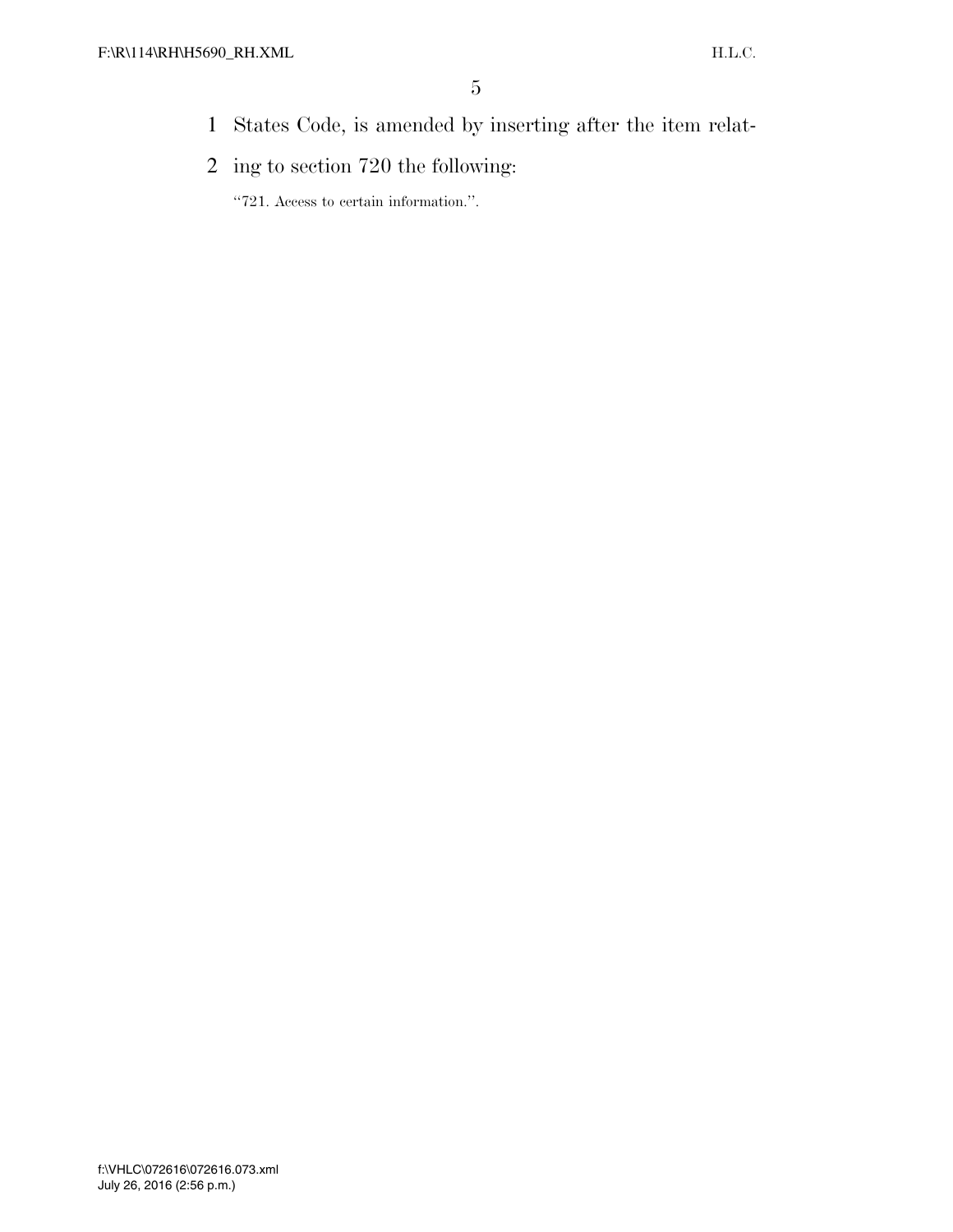States Code, is amended by inserting after the item relating to section 720 the following:

"721. Access to certain information.".